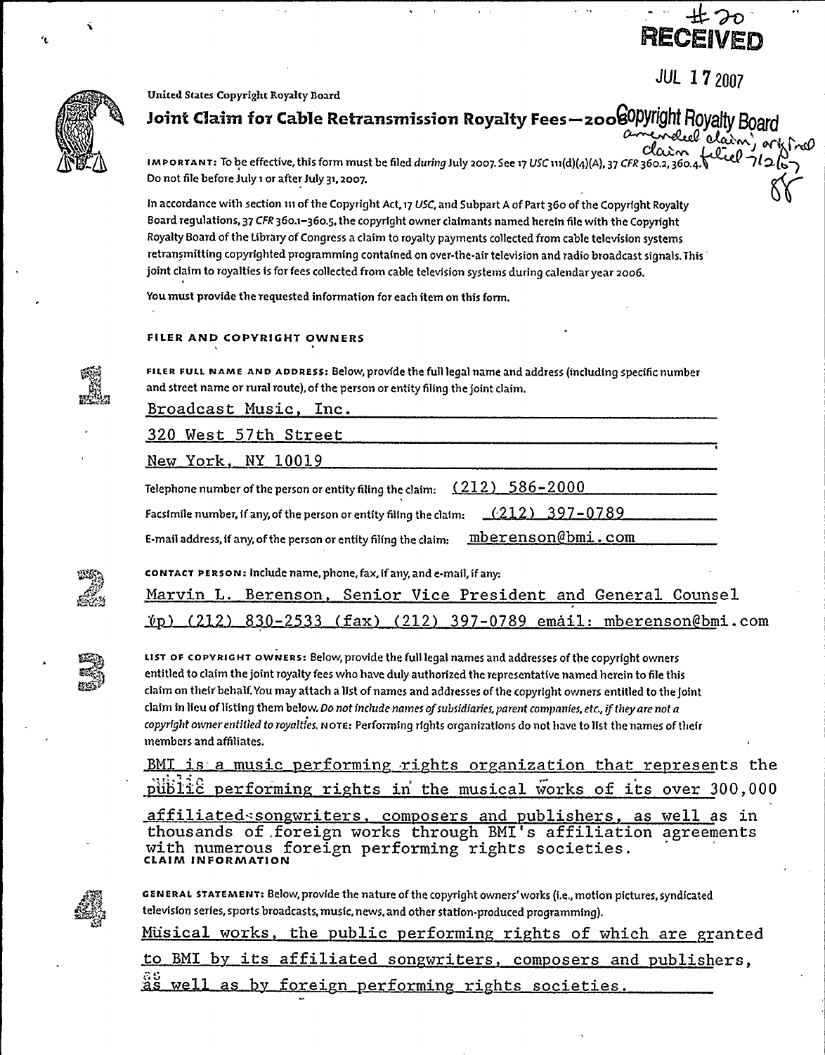#20
**RECEIVED**

JUL 17 2007

Copyright Royalty Board

amended claim; original claim filed 7/2/07

88

United States Copyright Royalty Board

# Joint Claim for Cable Retransmission Royalty Fees—2006

**IMPORTANT:** To be effective, this form must be filed *during* July 2007. See 17 USC 111(d)(4)(A), 37 CFR 360.2, 360.4. Do not file before July 1 or after July 31, 2007.

In accordance with section 111 of the Copyright Act, 17 USC, and Subpart A of Part 360 of the Copyright Royalty Board regulations, 37 CFR 360.1–360.5, the copyright owner claimants named herein file with the Copyright Royalty Board of the Library of Congress a claim to royalty payments collected from cable television systems retransmitting copyrighted programming contained on over-the-air television and radio broadcast signals. This joint claim to royalties is for fees collected from cable television systems during calendar year 2006.

You must provide the requested information for each item on this form.

## FILER AND COPYRIGHT OWNERS

**1** **FILER FULL NAME AND ADDRESS:** Below, provide the full legal name and address (including specific number and street name or rural route), of the person or entity filing the joint claim.

Broadcast Music, Inc.
320 West 57th Street
New York, NY 10019

Telephone number of the person or entity filing the claim: (212) 586-2000

Facsimile number, if any, of the person or entity filing the claim: (212) 397-0789

E-mail address, if any, of the person or entity filing the claim: mberenson@bmi.com

**2** **CONTACT PERSON:** Include name, phone, fax, if any, and e-mail, if any:

Marvin L. Berenson, Senior Vice President and General Counsel
(p) (212) 830-2533 (fax) (212) 397-0789 email: mberenson@bmi.com

**3** **LIST OF COPYRIGHT OWNERS:** Below, provide the full legal names and addresses of the copyright owners entitled to claim the joint royalty fees who have duly authorized the representative named herein to file this claim on their behalf. You may attach a list of names and addresses of the copyright owners entitled to the joint claim in lieu of listing them below. *Do not include names of subsidiaries, parent companies, etc., if they are not a copyright owner entitled to royalties.* **NOTE:** Performing rights organizations do not have to list the names of their members and affiliates.

BMI is a music performing rights organization that represents the public performing rights in the musical works of its over 300,000 affiliated songwriters, composers and publishers, as well as in thousands of foreign works through BMI's affiliation agreements with numerous foreign performing rights societies.

## CLAIM INFORMATION

**4** **GENERAL STATEMENT:** Below, provide the nature of the copyright owners' works (i.e., motion pictures, syndicated television series, sports broadcasts, music, news, and other station-produced programming).

Musical works, the public performing rights of which are granted to BMI by its affiliated songwriters, composers and publishers, as well as by foreign performing rights societies.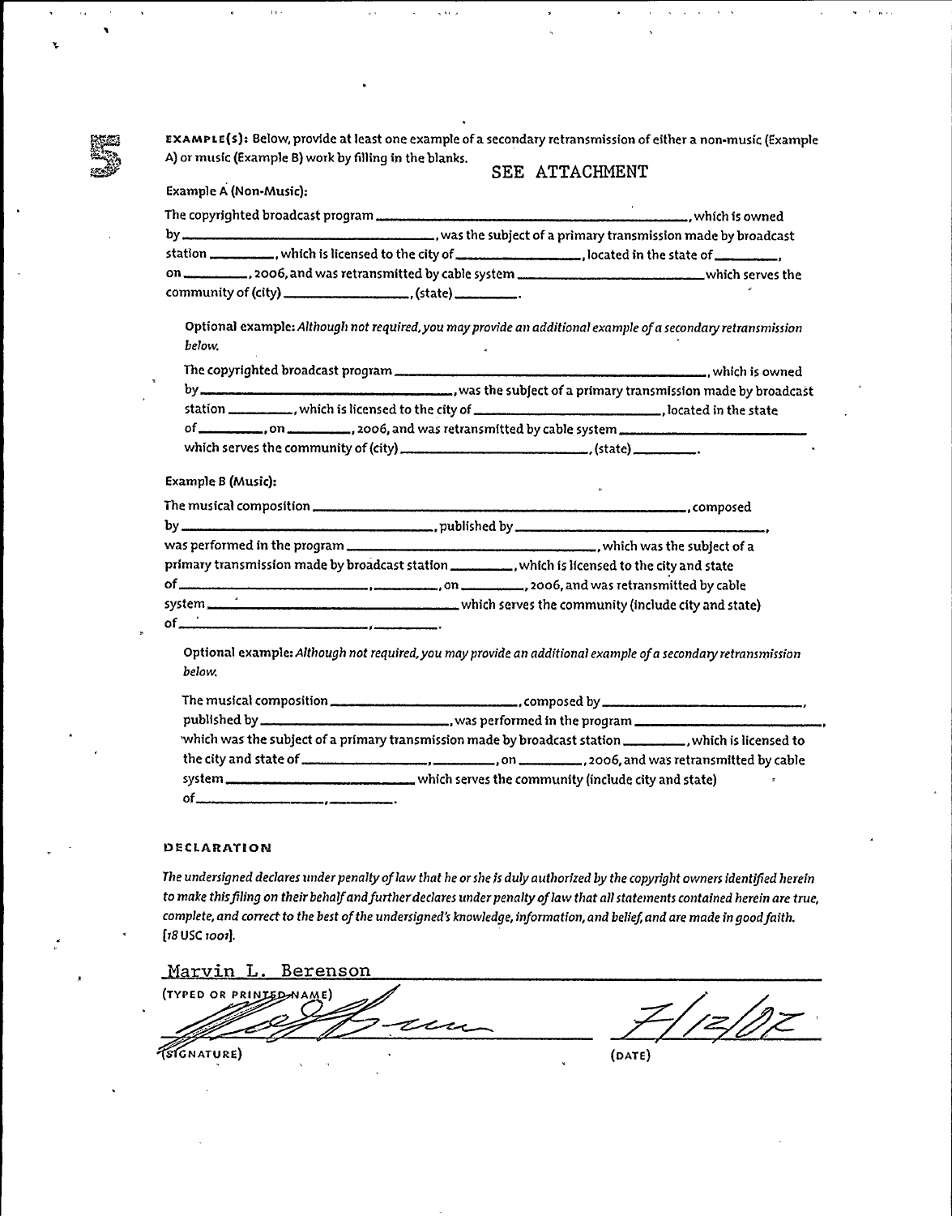**5**

**EXAMPLE(S):** Below, provide at least one example of a secondary retransmission of either a non-music (Example A) or music (Example B) work by filling in the blanks.

SEE ATTACHMENT

**Example A (Non-Music):**

The copyrighted broadcast program ____________________, which is owned by ____________________, was the subject of a primary transmission made by broadcast station ________, which is licensed to the city of ________________, located in the state of ________, on ________, 2006, and was retransmitted by cable system ____________________ which serves the community of (city) ________________, (state) ________.

**Optional example:** *Although not required, you may provide an additional example of a secondary retransmission below.*

The copyrighted broadcast program ____________________, which is owned by ____________________, was the subject of a primary transmission made by broadcast station ________, which is licensed to the city of ________________, located in the state of ________, on ________, 2006, and was retransmitted by cable system ____________________ which serves the community of (city) ________________, (state) ________.

**Example B (Music):**

The musical composition ____________________, composed by ____________________, published by ____________________, was performed in the program ____________________, which was the subject of a primary transmission made by broadcast station ________, which is licensed to the city and state of ________________, ________, on ________, 2006, and was retransmitted by cable system ____________________ which serves the community (include city and state) of ________________, ________.

**Optional example:** *Although not required, you may provide an additional example of a secondary retransmission below.*

The musical composition ____________________, composed by ____________________, published by ____________________, was performed in the program ____________________, which was the subject of a primary transmission made by broadcast station ________, which is licensed to the city and state of ________________, ________, on ________, 2006, and was retransmitted by cable system ____________________ which serves the community (include city and state) of ________________, ________.

**DECLARATION**

*The undersigned declares under penalty of law that he or she is duly authorized by the copyright owners identified herein to make this filing on their behalf and further declares under penalty of law that all statements contained herein are true, complete, and correct to the best of the undersigned's knowledge, information, and belief, and are made in good faith. [18 USC 1001].*

Marvin L. Berenson
(TYPED OR PRINTED NAME)

[Signature]
(SIGNATURE)

7/12/07
(DATE)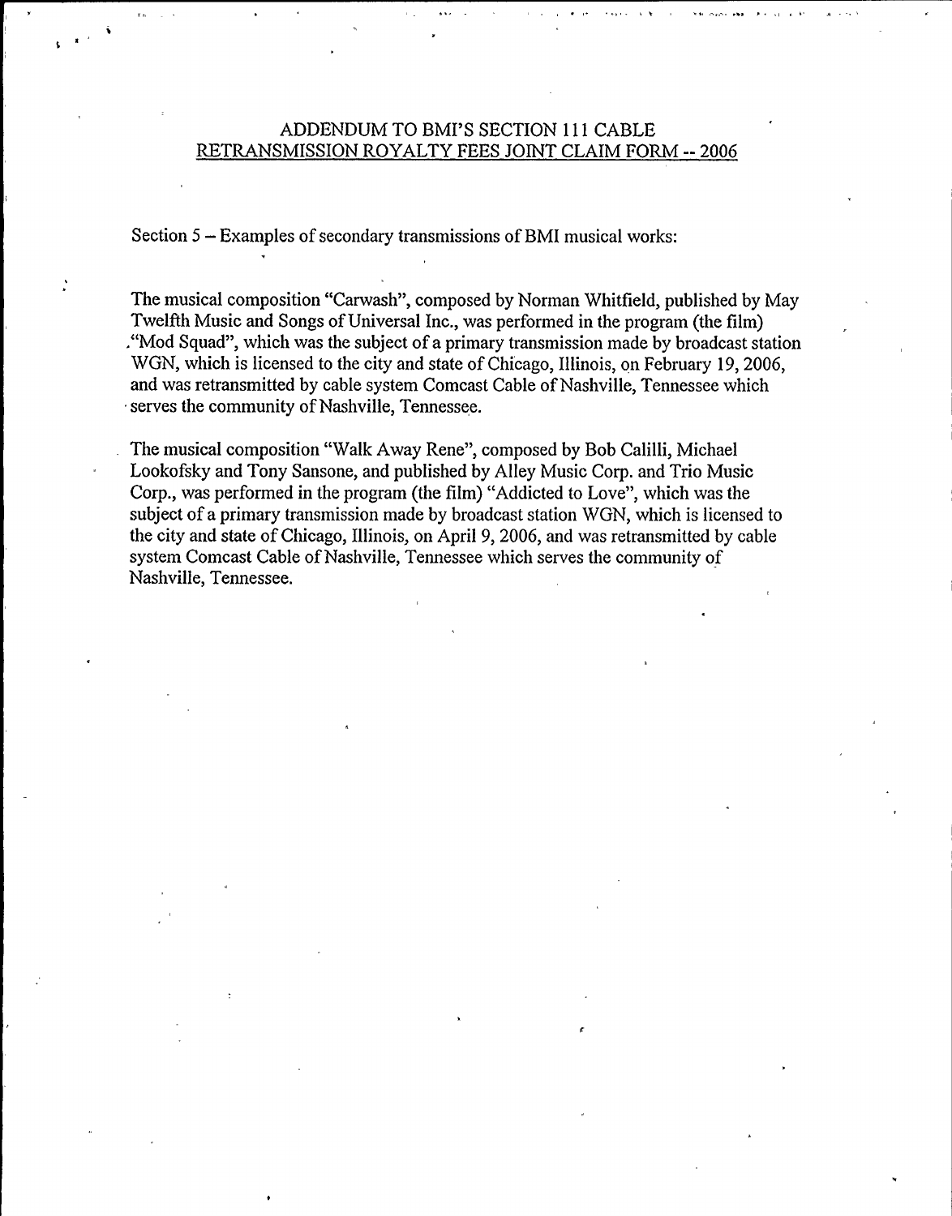ADDENDUM TO BMI'S SECTION 111 CABLE
RETRANSMISSION ROYALTY FEES JOINT CLAIM FORM -- 2006

Section 5 – Examples of secondary transmissions of BMI musical works:

The musical composition "Carwash", composed by Norman Whitfield, published by May Twelfth Music and Songs of Universal Inc., was performed in the program (the film) "Mod Squad", which was the subject of a primary transmission made by broadcast station WGN, which is licensed to the city and state of Chicago, Illinois, on February 19, 2006, and was retransmitted by cable system Comcast Cable of Nashville, Tennessee which serves the community of Nashville, Tennessee.

The musical composition "Walk Away Rene", composed by Bob Calilli, Michael Lookofsky and Tony Sansone, and published by Alley Music Corp. and Trio Music Corp., was performed in the program (the film) "Addicted to Love", which was the subject of a primary transmission made by broadcast station WGN, which is licensed to the city and state of Chicago, Illinois, on April 9, 2006, and was retransmitted by cable system Comcast Cable of Nashville, Tennessee which serves the community of Nashville, Tennessee.